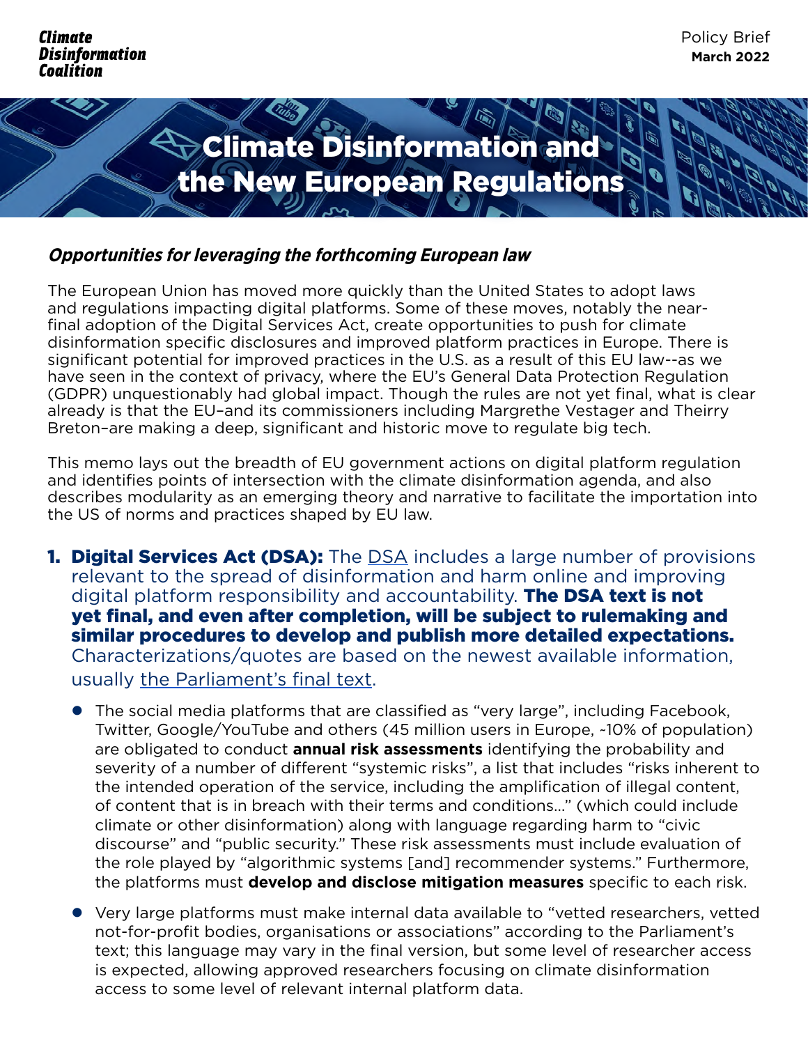Climate Disinformation Coalition

Policy Brief
**March 2022**

# Climate Disinformation and the New European Regulations

## *Opportunities for leveraging the forthcoming European law*

The European Union has moved more quickly than the United States to adopt laws and regulations impacting digital platforms. Some of these moves, notably the near-final adoption of the Digital Services Act, create opportunities to push for climate disinformation specific disclosures and improved platform practices in Europe. There is significant potential for improved practices in the U.S. as a result of this EU law--as we have seen in the context of privacy, where the EU's General Data Protection Regulation (GDPR) unquestionably had global impact. Though the rules are not yet final, what is clear already is that the EU–and its commissioners including Margrethe Vestager and Theirry Breton–are making a deep, significant and historic move to regulate big tech.

This memo lays out the breadth of EU government actions on digital platform regulation and identifies points of intersection with the climate disinformation agenda, and also describes modularity as an emerging theory and narrative to facilitate the importation into the US of norms and practices shaped by EU law.

1. **Digital Services Act (DSA):** The DSA includes a large number of provisions relevant to the spread of disinformation and harm online and improving digital platform responsibility and accountability. **The DSA text is not yet final, and even after completion, will be subject to rulemaking and similar procedures to develop and publish more detailed expectations.** Characterizations/quotes are based on the newest available information, usually the Parliament's final text.

   - The social media platforms that are classified as "very large", including Facebook, Twitter, Google/YouTube and others (45 million users in Europe, ~10% of population) are obligated to conduct **annual risk assessments** identifying the probability and severity of a number of different "systemic risks", a list that includes "risks inherent to the intended operation of the service, including the amplification of illegal content, of content that is in breach with their terms and conditions…" (which could include climate or other disinformation) along with language regarding harm to "civic discourse" and "public security." These risk assessments must include evaluation of the role played by "algorithmic systems [and] recommender systems." Furthermore, the platforms must **develop and disclose mitigation measures** specific to each risk.

   - Very large platforms must make internal data available to "vetted researchers, vetted not-for-profit bodies, organisations or associations" according to the Parliament's text; this language may vary in the final version, but some level of researcher access is expected, allowing approved researchers focusing on climate disinformation access to some level of relevant internal platform data.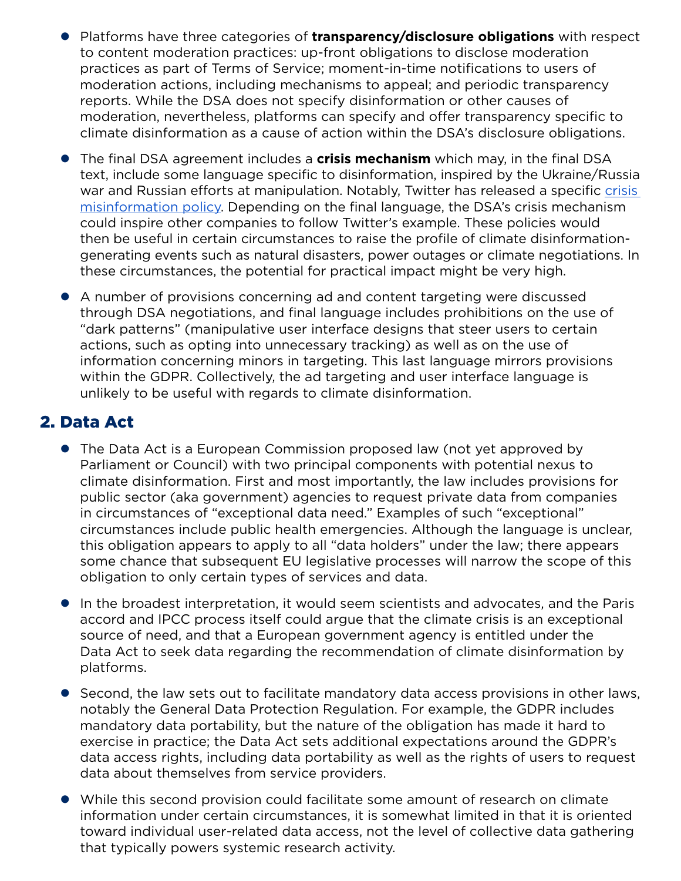- Platforms have three categories of **transparency/disclosure obligations** with respect to content moderation practices: up-front obligations to disclose moderation practices as part of Terms of Service; moment-in-time notifications to users of moderation actions, including mechanisms to appeal; and periodic transparency reports. While the DSA does not specify disinformation or other causes of moderation, nevertheless, platforms can specify and offer transparency specific to climate disinformation as a cause of action within the DSA's disclosure obligations.

- The final DSA agreement includes a **crisis mechanism** which may, in the final DSA text, include some language specific to disinformation, inspired by the Ukraine/Russia war and Russian efforts at manipulation. Notably, Twitter has released a specific [crisis misinformation policy](). Depending on the final language, the DSA's crisis mechanism could inspire other companies to follow Twitter's example. These policies would then be useful in certain circumstances to raise the profile of climate disinformation-generating events such as natural disasters, power outages or climate negotiations. In these circumstances, the potential for practical impact might be very high.

- A number of provisions concerning ad and content targeting were discussed through DSA negotiations, and final language includes prohibitions on the use of "dark patterns" (manipulative user interface designs that steer users to certain actions, such as opting into unnecessary tracking) as well as on the use of information concerning minors in targeting. This last language mirrors provisions within the GDPR. Collectively, the ad targeting and user interface language is unlikely to be useful with regards to climate disinformation.

## 2. Data Act

- The Data Act is a European Commission proposed law (not yet approved by Parliament or Council) with two principal components with potential nexus to climate disinformation. First and most importantly, the law includes provisions for public sector (aka government) agencies to request private data from companies in circumstances of "exceptional data need." Examples of such "exceptional" circumstances include public health emergencies. Although the language is unclear, this obligation appears to apply to all "data holders" under the law; there appears some chance that subsequent EU legislative processes will narrow the scope of this obligation to only certain types of services and data.

- In the broadest interpretation, it would seem scientists and advocates, and the Paris accord and IPCC process itself could argue that the climate crisis is an exceptional source of need, and that a European government agency is entitled under the Data Act to seek data regarding the recommendation of climate disinformation by platforms.

- Second, the law sets out to facilitate mandatory data access provisions in other laws, notably the General Data Protection Regulation. For example, the GDPR includes mandatory data portability, but the nature of the obligation has made it hard to exercise in practice; the Data Act sets additional expectations around the GDPR's data access rights, including data portability as well as the rights of users to request data about themselves from service providers.

- While this second provision could facilitate some amount of research on climate information under certain circumstances, it is somewhat limited in that it is oriented toward individual user-related data access, not the level of collective data gathering that typically powers systemic research activity.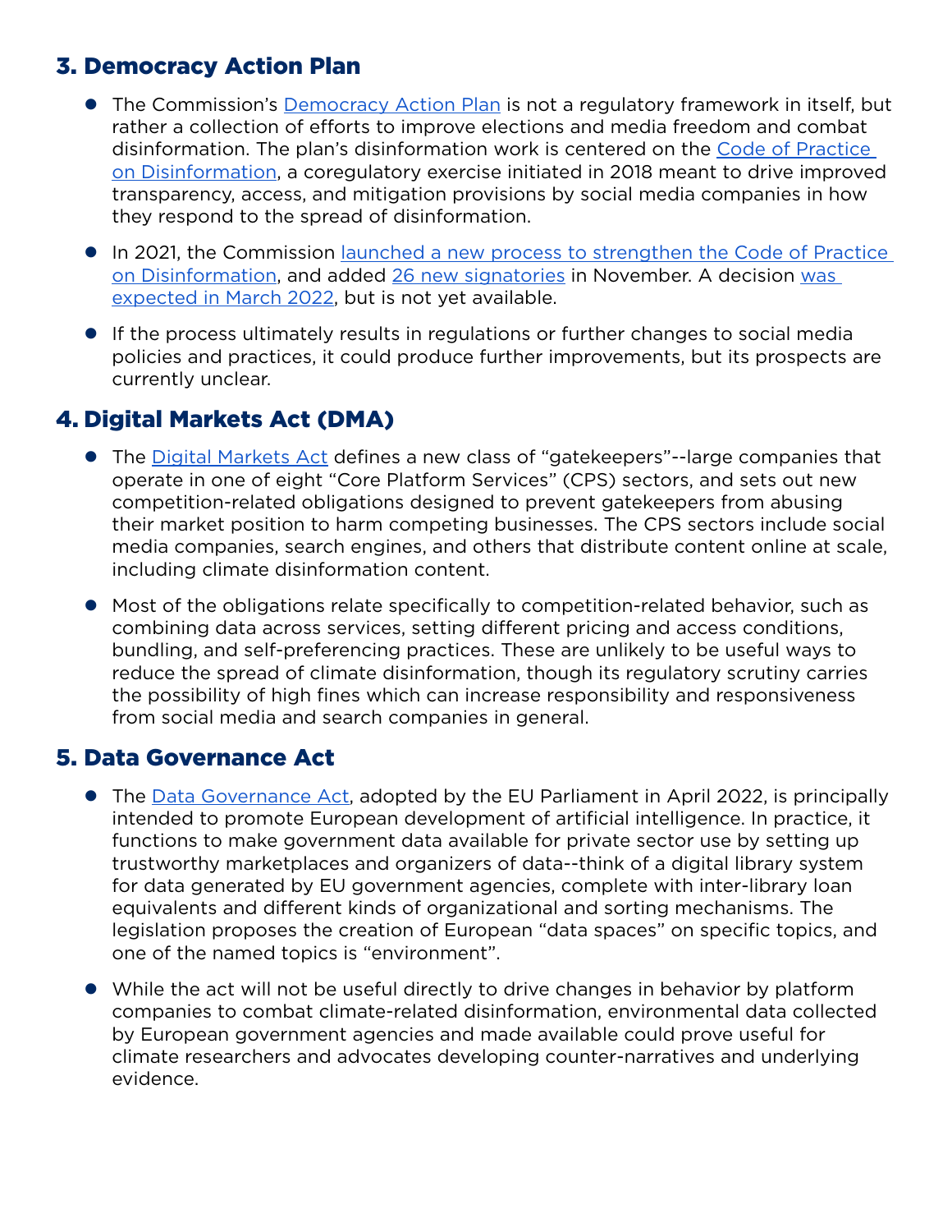## 3. Democracy Action Plan

- The Commission's Democracy Action Plan is not a regulatory framework in itself, but rather a collection of efforts to improve elections and media freedom and combat disinformation. The plan's disinformation work is centered on the Code of Practice on Disinformation, a coregulatory exercise initiated in 2018 meant to drive improved transparency, access, and mitigation provisions by social media companies in how they respond to the spread of disinformation.
- In 2021, the Commission launched a new process to strengthen the Code of Practice on Disinformation, and added 26 new signatories in November. A decision was expected in March 2022, but is not yet available.
- If the process ultimately results in regulations or further changes to social media policies and practices, it could produce further improvements, but its prospects are currently unclear.

## 4. Digital Markets Act (DMA)

- The Digital Markets Act defines a new class of "gatekeepers"--large companies that operate in one of eight "Core Platform Services" (CPS) sectors, and sets out new competition-related obligations designed to prevent gatekeepers from abusing their market position to harm competing businesses. The CPS sectors include social media companies, search engines, and others that distribute content online at scale, including climate disinformation content.
- Most of the obligations relate specifically to competition-related behavior, such as combining data across services, setting different pricing and access conditions, bundling, and self-preferencing practices. These are unlikely to be useful ways to reduce the spread of climate disinformation, though its regulatory scrutiny carries the possibility of high fines which can increase responsibility and responsiveness from social media and search companies in general.

## 5. Data Governance Act

- The Data Governance Act, adopted by the EU Parliament in April 2022, is principally intended to promote European development of artificial intelligence. In practice, it functions to make government data available for private sector use by setting up trustworthy marketplaces and organizers of data--think of a digital library system for data generated by EU government agencies, complete with inter-library loan equivalents and different kinds of organizational and sorting mechanisms. The legislation proposes the creation of European "data spaces" on specific topics, and one of the named topics is "environment".
- While the act will not be useful directly to drive changes in behavior by platform companies to combat climate-related disinformation, environmental data collected by European government agencies and made available could prove useful for climate researchers and advocates developing counter-narratives and underlying evidence.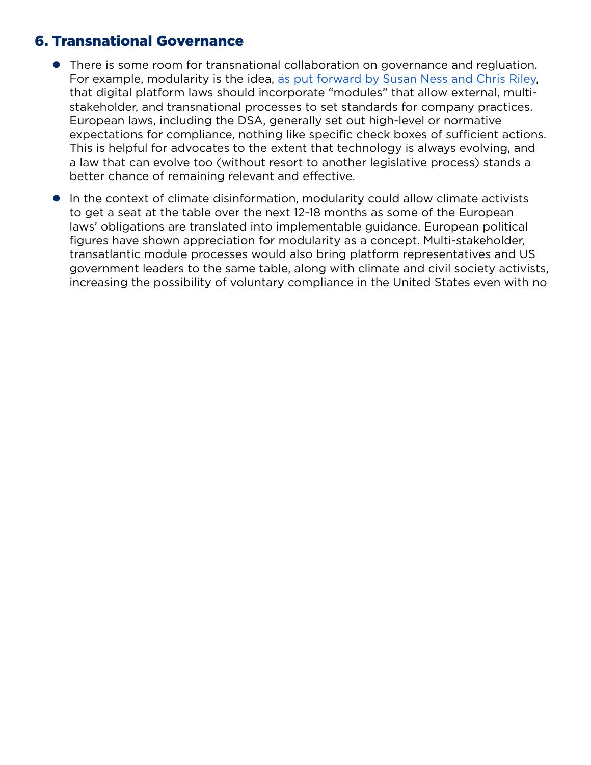## 6. Transnational Governance

- There is some room for transnational collaboration on governance and regluation. For example, modularity is the idea, as put forward by Susan Ness and Chris Riley, that digital platform laws should incorporate "modules" that allow external, multi-stakeholder, and transnational processes to set standards for company practices. European laws, including the DSA, generally set out high-level or normative expectations for compliance, nothing like specific check boxes of sufficient actions. This is helpful for advocates to the extent that technology is always evolving, and a law that can evolve too (without resort to another legislative process) stands a better chance of remaining relevant and effective.
- In the context of climate disinformation, modularity could allow climate activists to get a seat at the table over the next 12-18 months as some of the European laws' obligations are translated into implementable guidance. European political figures have shown appreciation for modularity as a concept. Multi-stakeholder, transatlantic module processes would also bring platform representatives and US government leaders to the same table, along with climate and civil society activists, increasing the possibility of voluntary compliance in the United States even with no